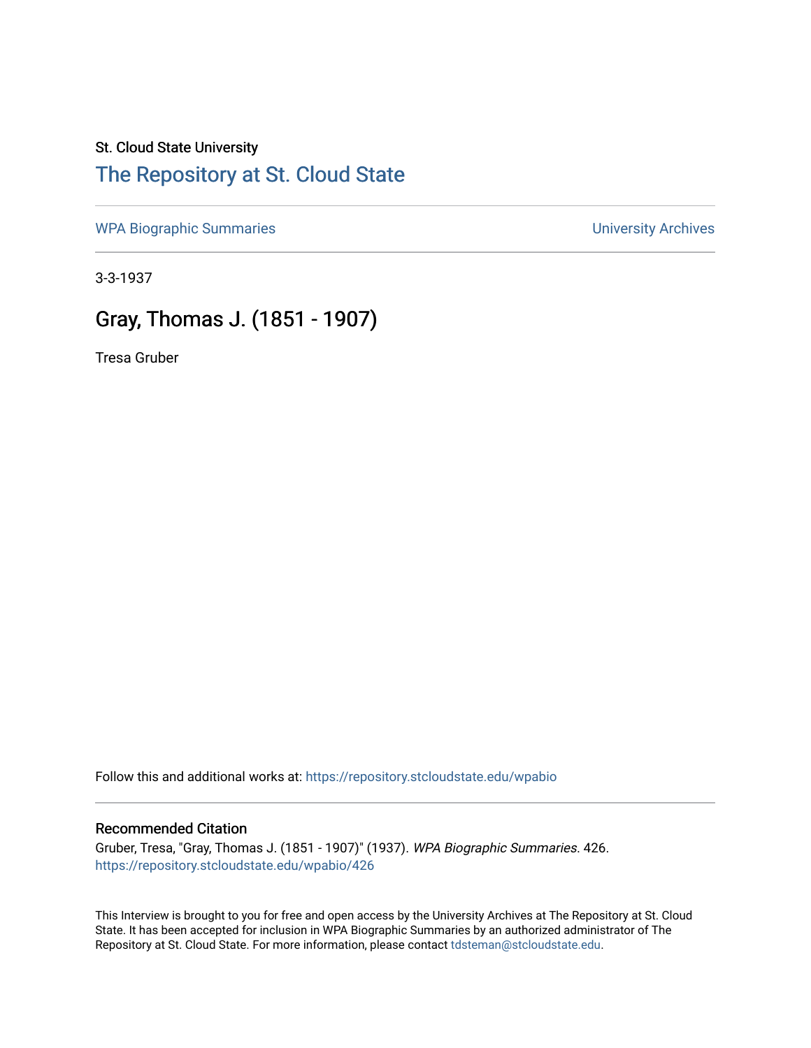St. Cloud State University

# The Repository at St. Cloud State

WPA Biographic Summaries

University Archives

3-3-1937

## Gray, Thomas J. (1851 - 1907)

Tresa Gruber

Follow this and additional works at: https://repository.stcloudstate.edu/wpabio

### Recommended Citation

Gruber, Tresa, "Gray, Thomas J. (1851 - 1907)" (1937). *WPA Biographic Summaries*. 426.
https://repository.stcloudstate.edu/wpabio/426

This Interview is brought to you for free and open access by the University Archives at The Repository at St. Cloud State. It has been accepted for inclusion in WPA Biographic Summaries by an authorized administrator of The Repository at St. Cloud State. For more information, please contact tdsteman@stcloudstate.edu.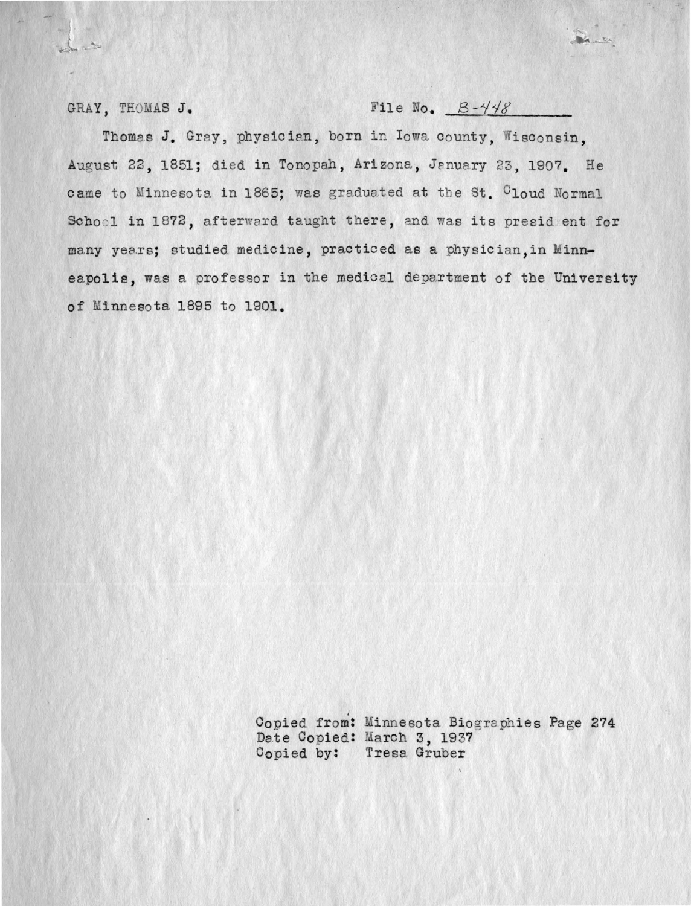GRAY, THOMAS J. File No. B-448

Thomas J. Gray, physician, born in Iowa county, Wisconsin, August 22, 1851; died in Tonopah, Arizona, January 23, 1907. He came to Minnesota in 1865; was graduated at the St. Cloud Normal School in 1872, afterward taught there, and was its president for many years; studied medicine, practiced as a physician, in Minneapolis, was a professor in the medical department of the University of Minnesota 1895 to 1901.

Copied from: Minnesota Biographies Page 274
Date Copied: March 3, 1937
Copied by: Tresa Gruber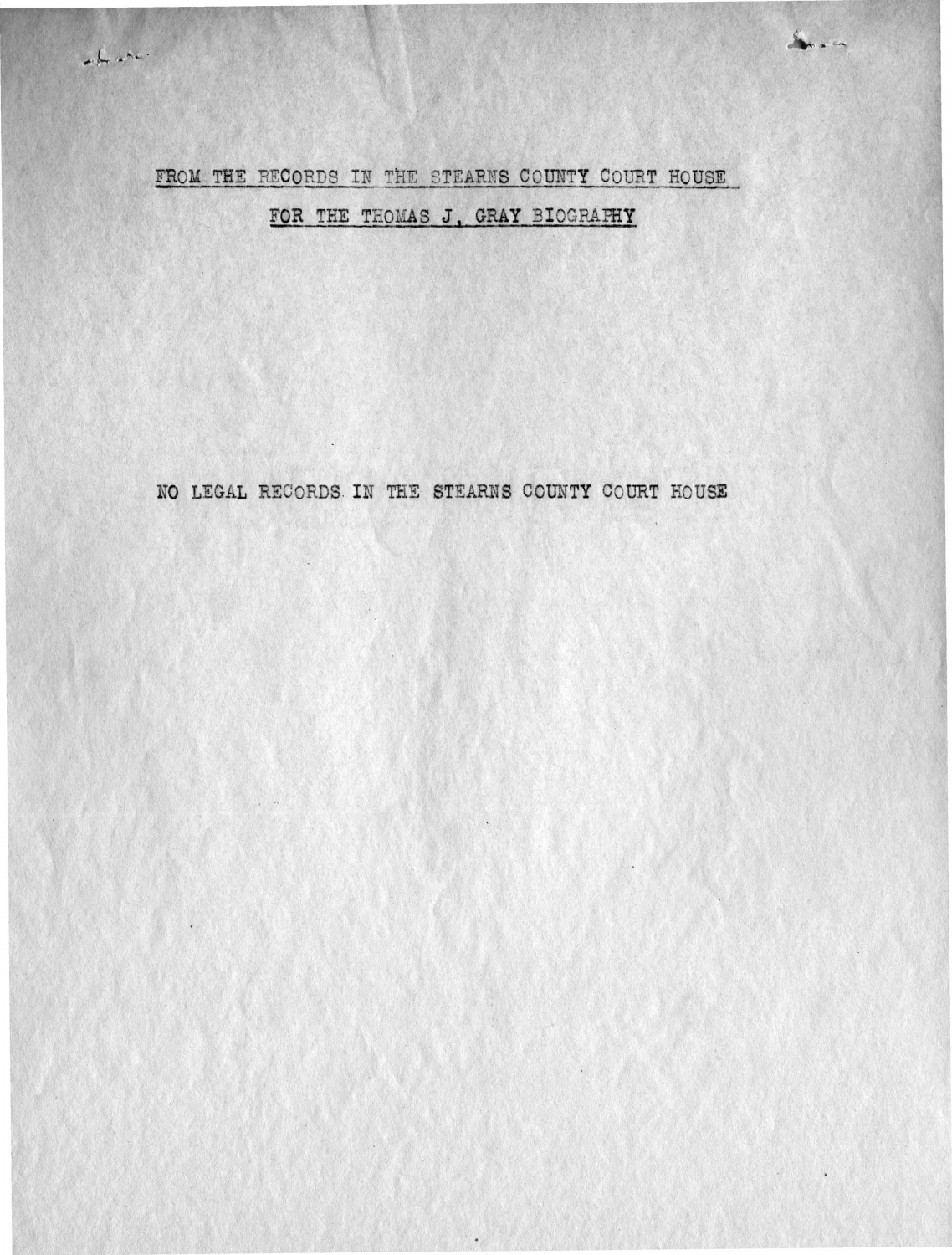FROM THE RECORDS IN THE STEARNS COUNTY COURT HOUSE

FOR THE THOMAS J. GRAY BIOGRAPHY

NO LEGAL RECORDS IN THE STEARNS COUNTY COURT HOUSE